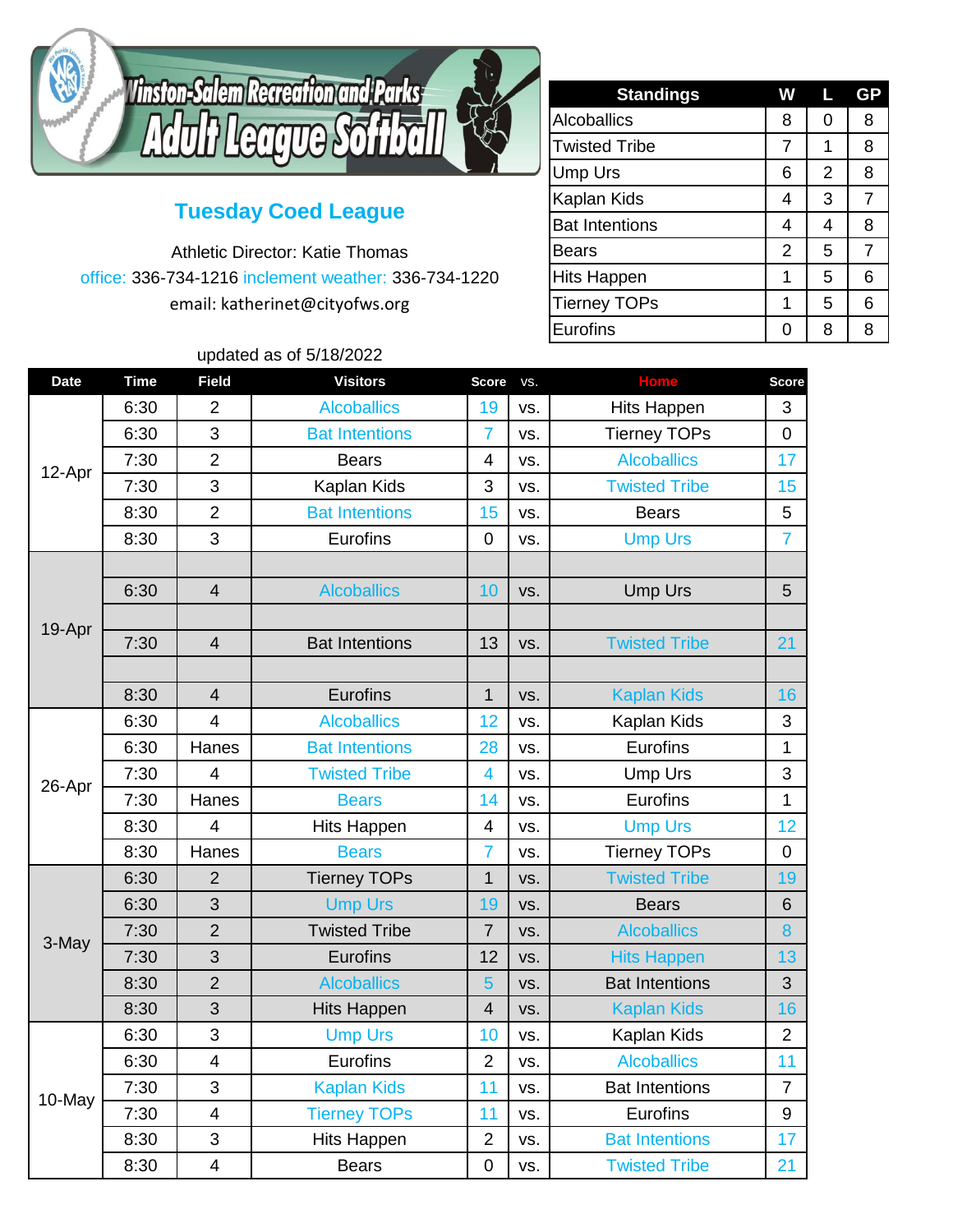# Winston-Salem Recreation and Parks Adult League Softball

## Tuesday Coed League

Athletic Director: Katie Thomas

office: 336-734-1216 inclement weather: 336-734-1220

email: katherinet@cityofws.org

| Standings | W | L | GP |
|---|---|---|---|
| Alcoballics | 8 | 0 | 8 |
| Twisted Tribe | 7 | 1 | 8 |
| Ump Urs | 6 | 2 | 8 |
| Kaplan Kids | 4 | 3 | 7 |
| Bat Intentions | 4 | 4 | 8 |
| Bears | 2 | 5 | 7 |
| Hits Happen | 1 | 5 | 6 |
| Tierney TOPs | 1 | 5 | 6 |
| Eurofins | 0 | 8 | 8 |

updated as of 5/18/2022

| Date | Time | Field | Visitors | Score | vs. | Home | Score |
|---|---|---|---|---|---|---|---|
| 12-Apr | 6:30 | 2 | Alcoballics | 19 | vs. | Hits Happen | 3 |
| | 6:30 | 3 | Bat Intentions | 7 | vs. | Tierney TOPs | 0 |
| | 7:30 | 2 | Bears | 4 | vs. | Alcoballics | 17 |
| | 7:30 | 3 | Kaplan Kids | 3 | vs. | Twisted Tribe | 15 |
| | 8:30 | 2 | Bat Intentions | 15 | vs. | Bears | 5 |
| | 8:30 | 3 | Eurofins | 0 | vs. | Ump Urs | 7 |
| 19-Apr | | | | | | | |
| | 6:30 | 4 | Alcoballics | 10 | vs. | Ump Urs | 5 |
| | | | | | | | |
| | 7:30 | 4 | Bat Intentions | 13 | vs. | Twisted Tribe | 21 |
| | | | | | | | |
| | 8:30 | 4 | Eurofins | 1 | vs. | Kaplan Kids | 16 |
| 26-Apr | 6:30 | 4 | Alcoballics | 12 | vs. | Kaplan Kids | 3 |
| | 6:30 | Hanes | Bat Intentions | 28 | vs. | Eurofins | 1 |
| | 7:30 | 4 | Twisted Tribe | 4 | vs. | Ump Urs | 3 |
| | 7:30 | Hanes | Bears | 14 | vs. | Eurofins | 1 |
| | 8:30 | 4 | Hits Happen | 4 | vs. | Ump Urs | 12 |
| | 8:30 | Hanes | Bears | 7 | vs. | Tierney TOPs | 0 |
| 3-May | 6:30 | 2 | Tierney TOPs | 1 | vs. | Twisted Tribe | 19 |
| | 6:30 | 3 | Ump Urs | 19 | vs. | Bears | 6 |
| | 7:30 | 2 | Twisted Tribe | 7 | vs. | Alcoballics | 8 |
| | 7:30 | 3 | Eurofins | 12 | vs. | Hits Happen | 13 |
| | 8:30 | 2 | Alcoballics | 5 | vs. | Bat Intentions | 3 |
| | 8:30 | 3 | Hits Happen | 4 | vs. | Kaplan Kids | 16 |
| 10-May | 6:30 | 3 | Ump Urs | 10 | vs. | Kaplan Kids | 2 |
| | 6:30 | 4 | Eurofins | 2 | vs. | Alcoballics | 11 |
| | 7:30 | 3 | Kaplan Kids | 11 | vs. | Bat Intentions | 7 |
| | 7:30 | 4 | Tierney TOPs | 11 | vs. | Eurofins | 9 |
| | 8:30 | 3 | Hits Happen | 2 | vs. | Bat Intentions | 17 |
| | 8:30 | 4 | Bears | 0 | vs. | Twisted Tribe | 21 |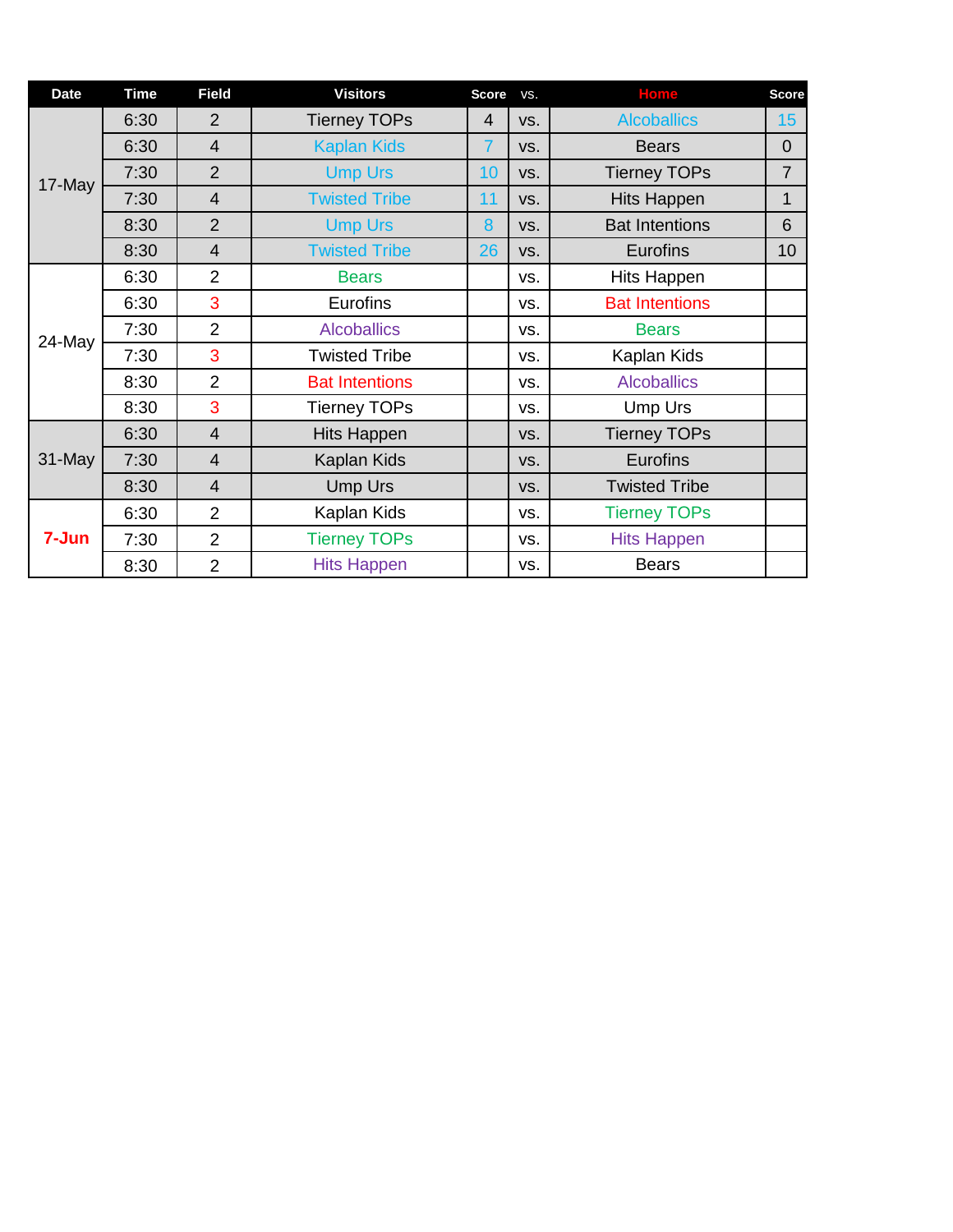| Date | Time | Field | Visitors | Score | vs. | Home | Score |
|---|---|---|---|---|---|---|---|
| 17-May | 6:30 | 2 | Tierney TOPs | 4 | vs. | Alcoballics | 15 |
| | 6:30 | 4 | Kaplan Kids | 7 | vs. | Bears | 0 |
| | 7:30 | 2 | Ump Urs | 10 | vs. | Tierney TOPs | 7 |
| | 7:30 | 4 | Twisted Tribe | 11 | vs. | Hits Happen | 1 |
| | 8:30 | 2 | Ump Urs | 8 | vs. | Bat Intentions | 6 |
| | 8:30 | 4 | Twisted Tribe | 26 | vs. | Eurofins | 10 |
| 24-May | 6:30 | 2 | Bears | | vs. | Hits Happen | |
| | 6:30 | 3 | Eurofins | | vs. | Bat Intentions | |
| | 7:30 | 2 | Alcoballics | | vs. | Bears | |
| | 7:30 | 3 | Twisted Tribe | | vs. | Kaplan Kids | |
| | 8:30 | 2 | Bat Intentions | | vs. | Alcoballics | |
| | 8:30 | 3 | Tierney TOPs | | vs. | Ump Urs | |
| 31-May | 6:30 | 4 | Hits Happen | | vs. | Tierney TOPs | |
| | 7:30 | 4 | Kaplan Kids | | vs. | Eurofins | |
| | 8:30 | 4 | Ump Urs | | vs. | Twisted Tribe | |
| **7-Jun** | 6:30 | 2 | Kaplan Kids | | vs. | Tierney TOPs | |
| | 7:30 | 2 | Tierney TOPs | | vs. | Hits Happen | |
| | 8:30 | 2 | Hits Happen | | vs. | Bears | |